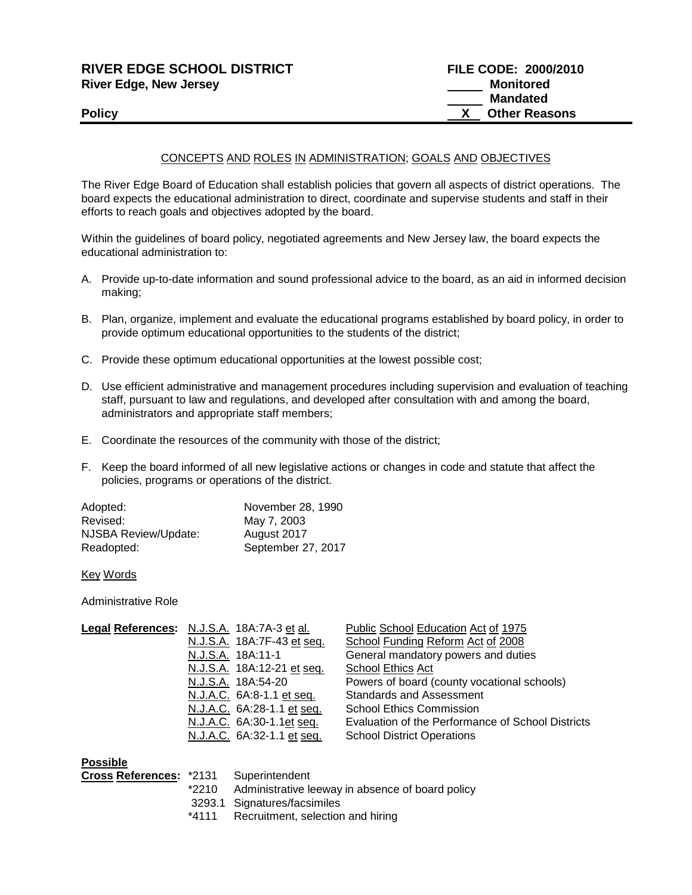**RIVER EDGE SCHOOL DISTRICT** **FILE CODE: 2000/2010**
**River Edge, New Jersey**

_____ Monitored
_____ Mandated
__X__ Other Reasons

**Policy**

## CONCEPTS AND ROLES IN ADMINISTRATION; GOALS AND OBJECTIVES

The River Edge Board of Education shall establish policies that govern all aspects of district operations. The board expects the educational administration to direct, coordinate and supervise students and staff in their efforts to reach goals and objectives adopted by the board.

Within the guidelines of board policy, negotiated agreements and New Jersey law, the board expects the educational administration to:

A. Provide up-to-date information and sound professional advice to the board, as an aid in informed decision making;

B. Plan, organize, implement and evaluate the educational programs established by board policy, in order to provide optimum educational opportunities to the students of the district;

C. Provide these optimum educational opportunities at the lowest possible cost;

D. Use efficient administrative and management procedures including supervision and evaluation of teaching staff, pursuant to law and regulations, and developed after consultation with and among the board, administrators and appropriate staff members;

E. Coordinate the resources of the community with those of the district;

F. Keep the board informed of all new legislative actions or changes in code and statute that affect the policies, programs or operations of the district.

| | |
|---|---|
| Adopted: | November 28, 1990 |
| Revised: | May 7, 2003 |
| NJSBA Review/Update: | August 2017 |
| Readopted: | September 27, 2017 |

Key Words

Administrative Role

| **Legal References:** | | |
|---|---|---|
| | N.J.S.A. 18A:7A-3 et al. | Public School Education Act of 1975 |
| | N.J.S.A. 18A:7F-43 et seq. | School Funding Reform Act of 2008 |
| | N.J.S.A. 18A:11-1 | General mandatory powers and duties |
| | N.J.S.A. 18A:12-21 et seq. | School Ethics Act |
| | N.J.S.A. 18A:54-20 | Powers of board (county vocational schools) |
| | N.J.A.C. 6A:8-1.1 et seq. | Standards and Assessment |
| | N.J.A.C. 6A:28-1.1 et seq. | School Ethics Commission |
| | N.J.A.C. 6A:30-1.1et seq. | Evaluation of the Performance of School Districts |
| | N.J.A.C. 6A:32-1.1 et seq. | School District Operations |

| **Possible Cross References:** | | |
|---|---|---|
| | *2131 | Superintendent |
| | *2210 | Administrative leeway in absence of board policy |
| | 3293.1 | Signatures/facsimiles |
| | *4111 | Recruitment, selection and hiring |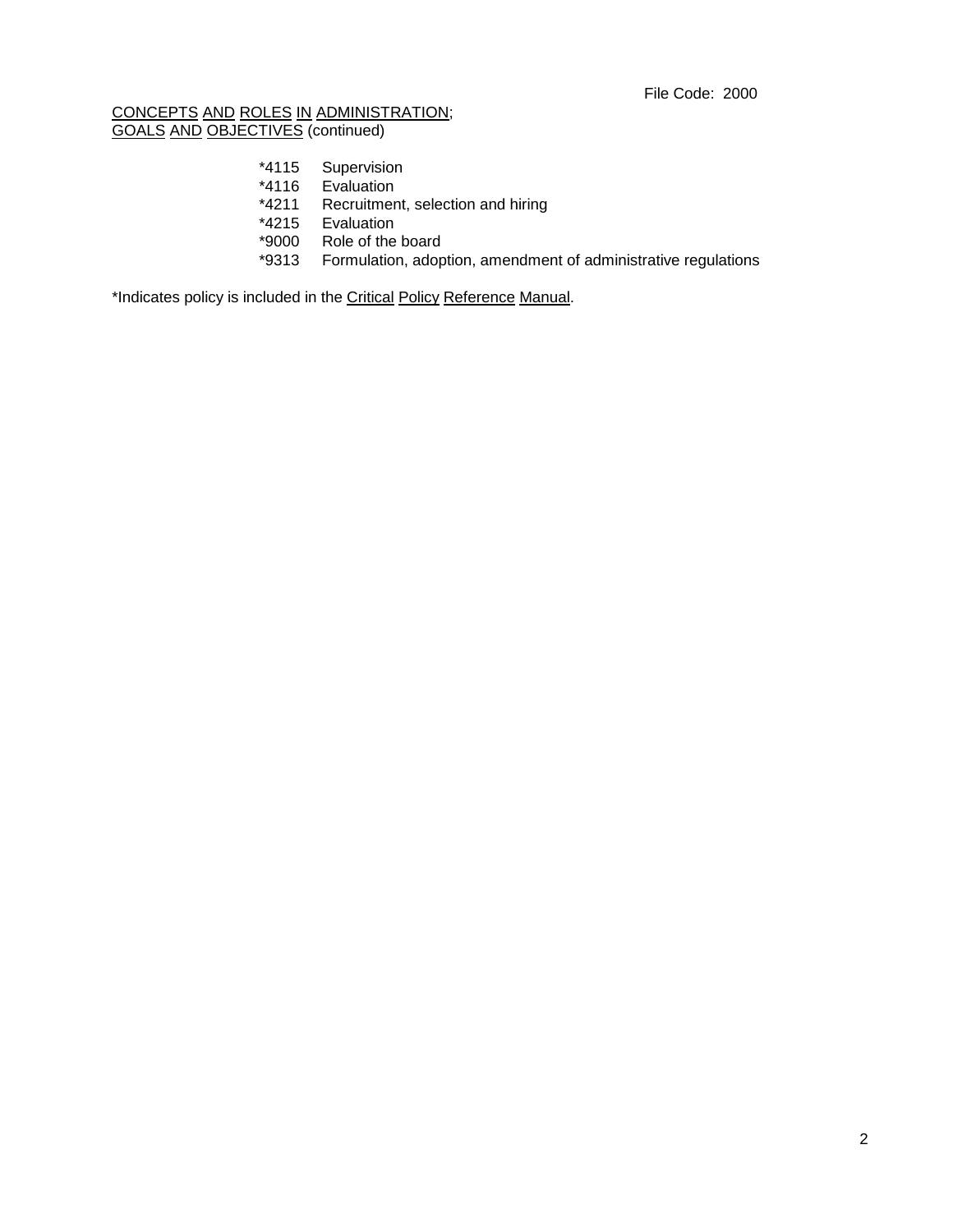File Code: 2000

CONCEPTS AND ROLES IN ADMINISTRATION;
GOALS AND OBJECTIVES (continued)

*4115 Supervision
*4116 Evaluation
*4211 Recruitment, selection and hiring
*4215 Evaluation
*9000 Role of the board
*9313 Formulation, adoption, amendment of administrative regulations

*Indicates policy is included in the Critical Policy Reference Manual.